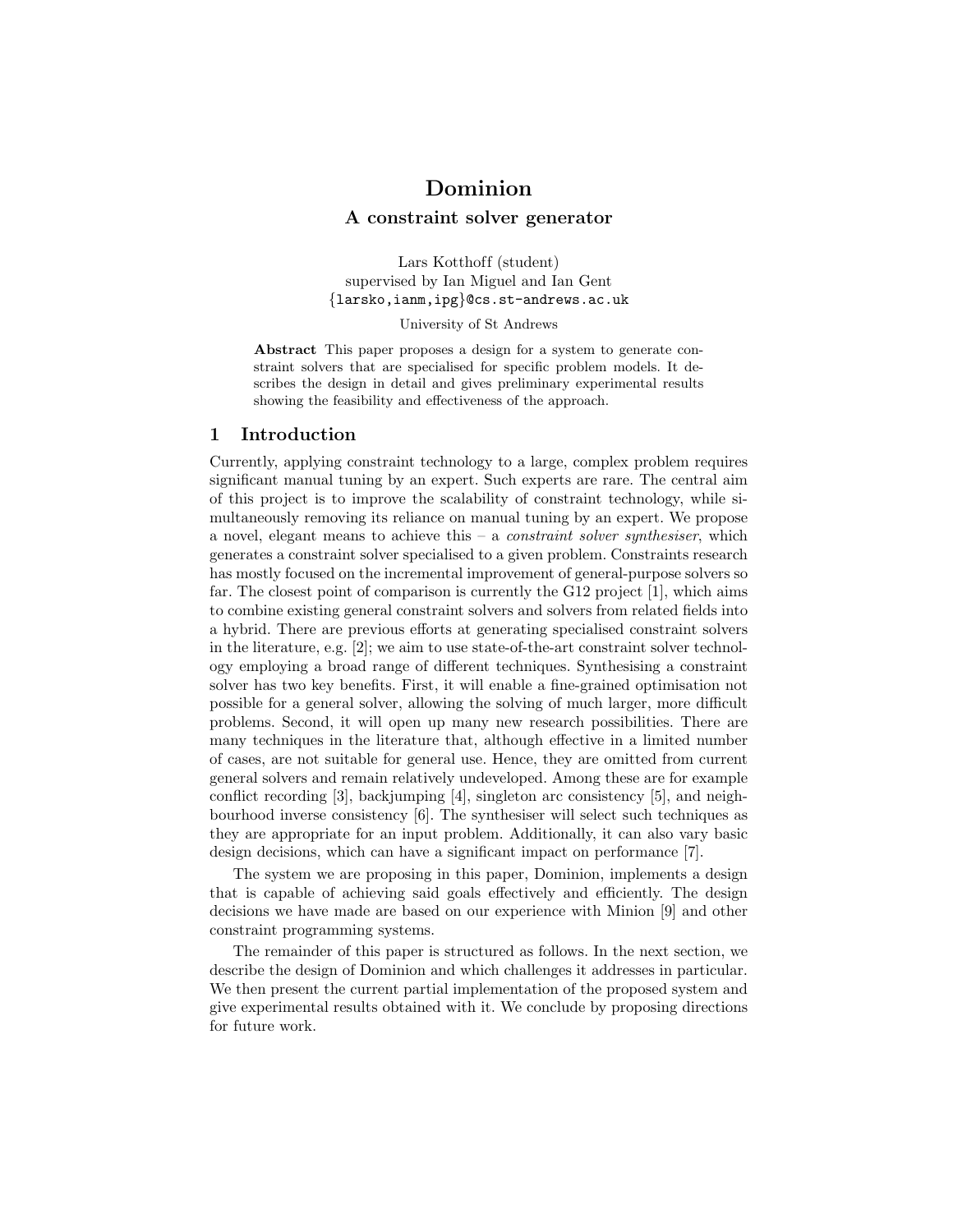# Dominion

## A constraint solver generator

Lars Kotthoff (student)
supervised by Ian Miguel and Ian Gent
{larsko,ianm,ipg}@cs.st-andrews.ac.uk

University of St Andrews

**Abstract** This paper proposes a design for a system to generate constraint solvers that are specialised for specific problem models. It describes the design in detail and gives preliminary experimental results showing the feasibility and effectiveness of the approach.

## 1 Introduction

Currently, applying constraint technology to a large, complex problem requires significant manual tuning by an expert. Such experts are rare. The central aim of this project is to improve the scalability of constraint technology, while simultaneously removing its reliance on manual tuning by an expert. We propose a novel, elegant means to achieve this – a *constraint solver synthesiser*, which generates a constraint solver specialised to a given problem. Constraints research has mostly focused on the incremental improvement of general-purpose solvers so far. The closest point of comparison is currently the G12 project [1], which aims to combine existing general constraint solvers and solvers from related fields into a hybrid. There are previous efforts at generating specialised constraint solvers in the literature, e.g. [2]; we aim to use state-of-the-art constraint solver technology employing a broad range of different techniques. Synthesising a constraint solver has two key benefits. First, it will enable a fine-grained optimisation not possible for a general solver, allowing the solving of much larger, more difficult problems. Second, it will open up many new research possibilities. There are many techniques in the literature that, although effective in a limited number of cases, are not suitable for general use. Hence, they are omitted from current general solvers and remain relatively undeveloped. Among these are for example conflict recording [3], backjumping [4], singleton arc consistency [5], and neighbourhood inverse consistency [6]. The synthesiser will select such techniques as they are appropriate for an input problem. Additionally, it can also vary basic design decisions, which can have a significant impact on performance [7].

The system we are proposing in this paper, Dominion, implements a design that is capable of achieving said goals effectively and efficiently. The design decisions we have made are based on our experience with Minion [9] and other constraint programming systems.

The remainder of this paper is structured as follows. In the next section, we describe the design of Dominion and which challenges it addresses in particular. We then present the current partial implementation of the proposed system and give experimental results obtained with it. We conclude by proposing directions for future work.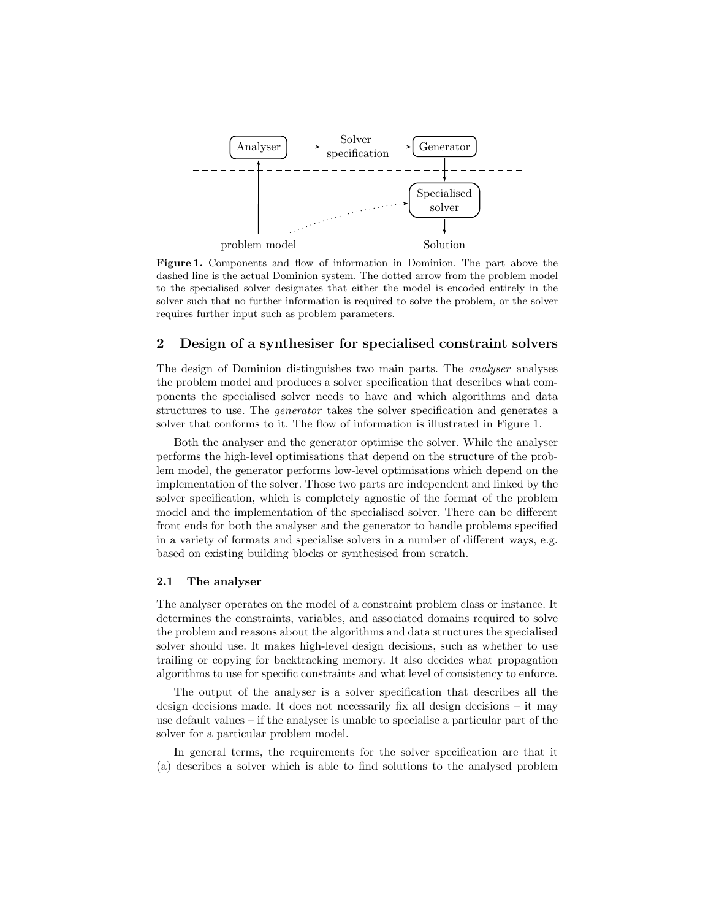**Figure 1.** Components and flow of information in Dominion. The part above the dashed line is the actual Dominion system. The dotted arrow from the problem model to the specialised solver designates that either the model is encoded entirely in the solver such that no further information is required to solve the problem, or the solver requires further input such as problem parameters.

## 2 Design of a synthesiser for specialised constraint solvers

The design of Dominion distinguishes two main parts. The *analyser* analyses the problem model and produces a solver specification that describes what components the specialised solver needs to have and which algorithms and data structures to use. The *generator* takes the solver specification and generates a solver that conforms to it. The flow of information is illustrated in Figure 1.

Both the analyser and the generator optimise the solver. While the analyser performs the high-level optimisations that depend on the structure of the problem model, the generator performs low-level optimisations which depend on the implementation of the solver. Those two parts are independent and linked by the solver specification, which is completely agnostic of the format of the problem model and the implementation of the specialised solver. There can be different front ends for both the analyser and the generator to handle problems specified in a variety of formats and specialise solvers in a number of different ways, e.g. based on existing building blocks or synthesised from scratch.

### 2.1 The analyser

The analyser operates on the model of a constraint problem class or instance. It determines the constraints, variables, and associated domains required to solve the problem and reasons about the algorithms and data structures the specialised solver should use. It makes high-level design decisions, such as whether to use trailing or copying for backtracking memory. It also decides what propagation algorithms to use for specific constraints and what level of consistency to enforce.

The output of the analyser is a solver specification that describes all the design decisions made. It does not necessarily fix all design decisions – it may use default values – if the analyser is unable to specialise a particular part of the solver for a particular problem model.

In general terms, the requirements for the solver specification are that it (a) describes a solver which is able to find solutions to the analysed problem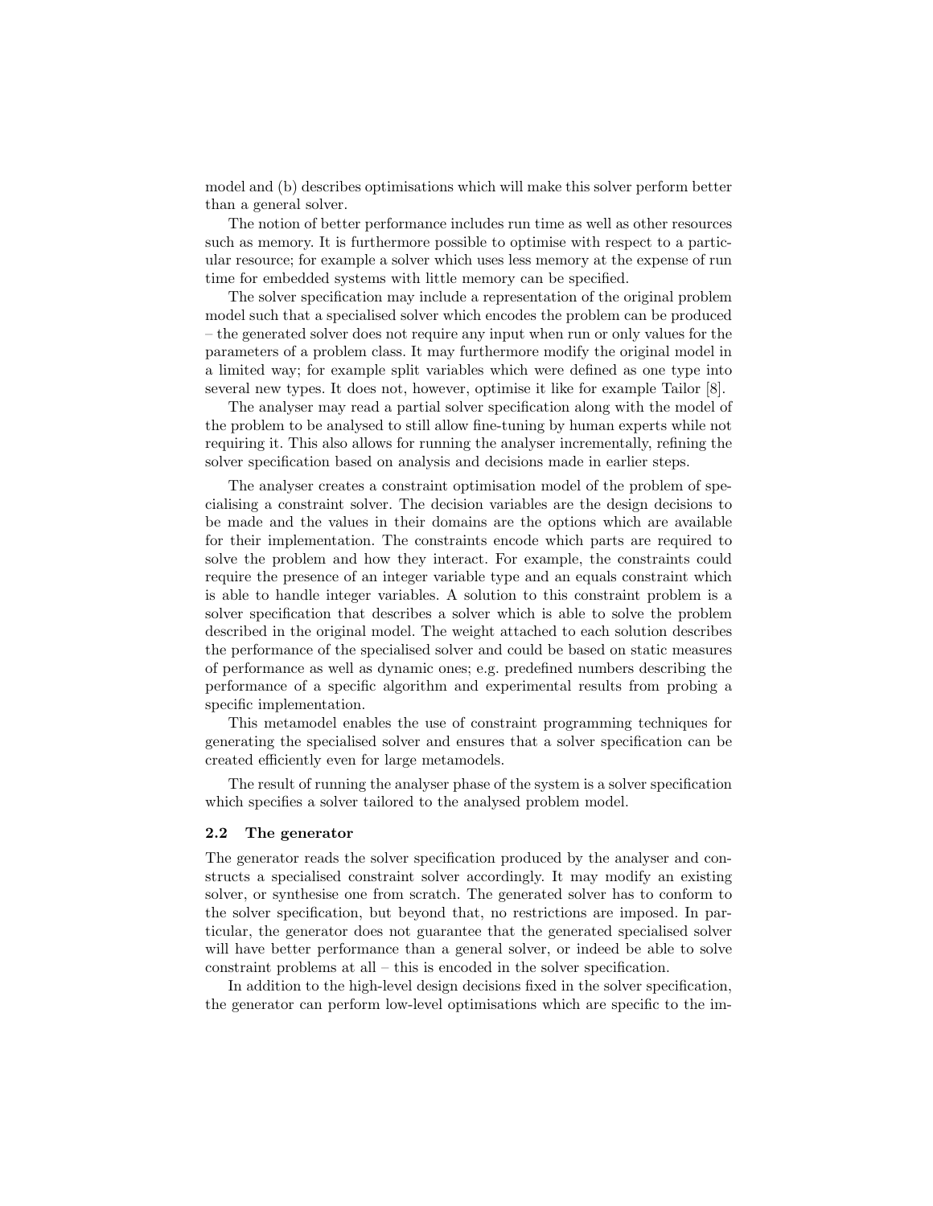model and (b) describes optimisations which will make this solver perform better than a general solver.

The notion of better performance includes run time as well as other resources such as memory. It is furthermore possible to optimise with respect to a particular resource; for example a solver which uses less memory at the expense of run time for embedded systems with little memory can be specified.

The solver specification may include a representation of the original problem model such that a specialised solver which encodes the problem can be produced – the generated solver does not require any input when run or only values for the parameters of a problem class. It may furthermore modify the original model in a limited way; for example split variables which were defined as one type into several new types. It does not, however, optimise it like for example Tailor [8].

The analyser may read a partial solver specification along with the model of the problem to be analysed to still allow fine-tuning by human experts while not requiring it. This also allows for running the analyser incrementally, refining the solver specification based on analysis and decisions made in earlier steps.

The analyser creates a constraint optimisation model of the problem of specialising a constraint solver. The decision variables are the design decisions to be made and the values in their domains are the options which are available for their implementation. The constraints encode which parts are required to solve the problem and how they interact. For example, the constraints could require the presence of an integer variable type and an equals constraint which is able to handle integer variables. A solution to this constraint problem is a solver specification that describes a solver which is able to solve the problem described in the original model. The weight attached to each solution describes the performance of the specialised solver and could be based on static measures of performance as well as dynamic ones; e.g. predefined numbers describing the performance of a specific algorithm and experimental results from probing a specific implementation.

This metamodel enables the use of constraint programming techniques for generating the specialised solver and ensures that a solver specification can be created efficiently even for large metamodels.

The result of running the analyser phase of the system is a solver specification which specifies a solver tailored to the analysed problem model.

### 2.2 The generator

The generator reads the solver specification produced by the analyser and constructs a specialised constraint solver accordingly. It may modify an existing solver, or synthesise one from scratch. The generated solver has to conform to the solver specification, but beyond that, no restrictions are imposed. In particular, the generator does not guarantee that the generated specialised solver will have better performance than a general solver, or indeed be able to solve constraint problems at all – this is encoded in the solver specification.

In addition to the high-level design decisions fixed in the solver specification, the generator can perform low-level optimisations which are specific to the im-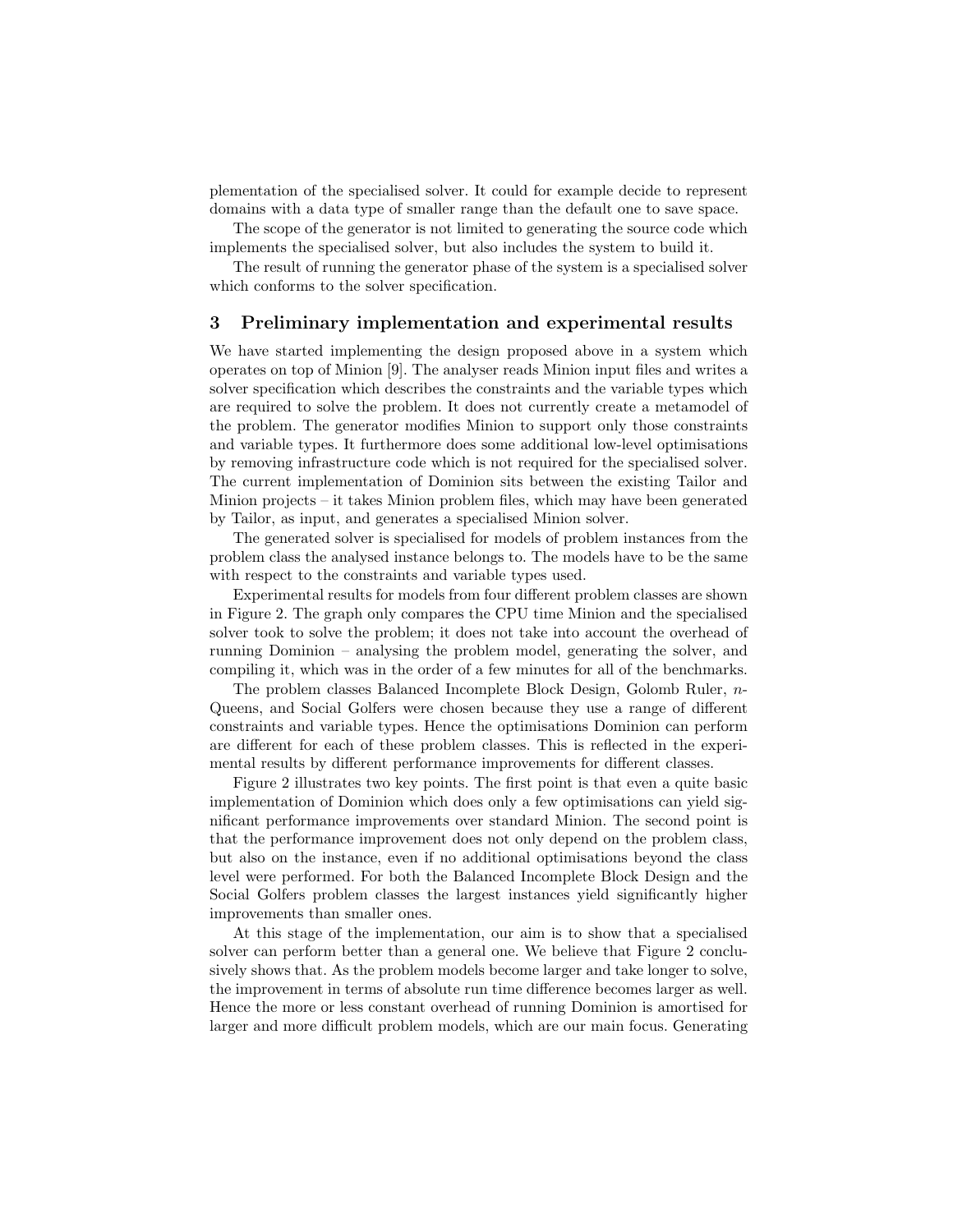plementation of the specialised solver. It could for example decide to represent domains with a data type of smaller range than the default one to save space.

The scope of the generator is not limited to generating the source code which implements the specialised solver, but also includes the system to build it.

The result of running the generator phase of the system is a specialised solver which conforms to the solver specification.

## 3 Preliminary implementation and experimental results

We have started implementing the design proposed above in a system which operates on top of Minion [9]. The analyser reads Minion input files and writes a solver specification which describes the constraints and the variable types which are required to solve the problem. It does not currently create a metamodel of the problem. The generator modifies Minion to support only those constraints and variable types. It furthermore does some additional low-level optimisations by removing infrastructure code which is not required for the specialised solver. The current implementation of Dominion sits between the existing Tailor and Minion projects – it takes Minion problem files, which may have been generated by Tailor, as input, and generates a specialised Minion solver.

The generated solver is specialised for models of problem instances from the problem class the analysed instance belongs to. The models have to be the same with respect to the constraints and variable types used.

Experimental results for models from four different problem classes are shown in Figure 2. The graph only compares the CPU time Minion and the specialised solver took to solve the problem; it does not take into account the overhead of running Dominion – analysing the problem model, generating the solver, and compiling it, which was in the order of a few minutes for all of the benchmarks.

The problem classes Balanced Incomplete Block Design, Golomb Ruler, $n$-Queens, and Social Golfers were chosen because they use a range of different constraints and variable types. Hence the optimisations Dominion can perform are different for each of these problem classes. This is reflected in the experimental results by different performance improvements for different classes.

Figure 2 illustrates two key points. The first point is that even a quite basic implementation of Dominion which does only a few optimisations can yield significant performance improvements over standard Minion. The second point is that the performance improvement does not only depend on the problem class, but also on the instance, even if no additional optimisations beyond the class level were performed. For both the Balanced Incomplete Block Design and the Social Golfers problem classes the largest instances yield significantly higher improvements than smaller ones.

At this stage of the implementation, our aim is to show that a specialised solver can perform better than a general one. We believe that Figure 2 conclusively shows that. As the problem models become larger and take longer to solve, the improvement in terms of absolute run time difference becomes larger as well. Hence the more or less constant overhead of running Dominion is amortised for larger and more difficult problem models, which are our main focus. Generating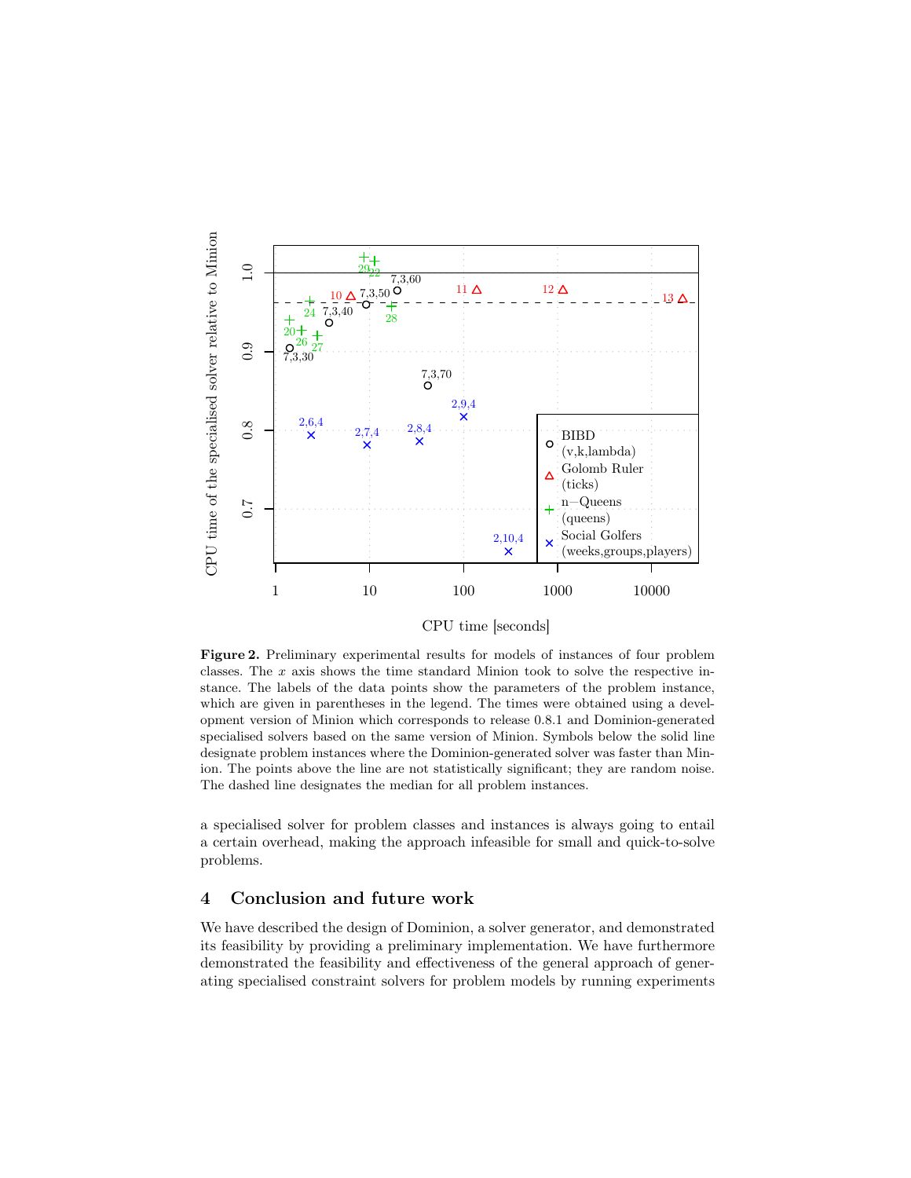**Figure 2.** Preliminary experimental results for models of instances of four problem classes. The $x$ axis shows the time standard Minion took to solve the respective instance. The labels of the data points show the parameters of the problem instance, which are given in parentheses in the legend. The times were obtained using a development version of Minion which corresponds to release 0.8.1 and Dominion-generated specialised solvers based on the same version of Minion. Symbols below the solid line designate problem instances where the Dominion-generated solver was faster than Minion. The points above the line are not statistically significant; they are random noise. The dashed line designates the median for all problem instances.

a specialised solver for problem classes and instances is always going to entail a certain overhead, making the approach infeasible for small and quick-to-solve problems.

## 4 Conclusion and future work

We have described the design of Dominion, a solver generator, and demonstrated its feasibility by providing a preliminary implementation. We have furthermore demonstrated the feasibility and effectiveness of the general approach of generating specialised constraint solvers for problem models by running experiments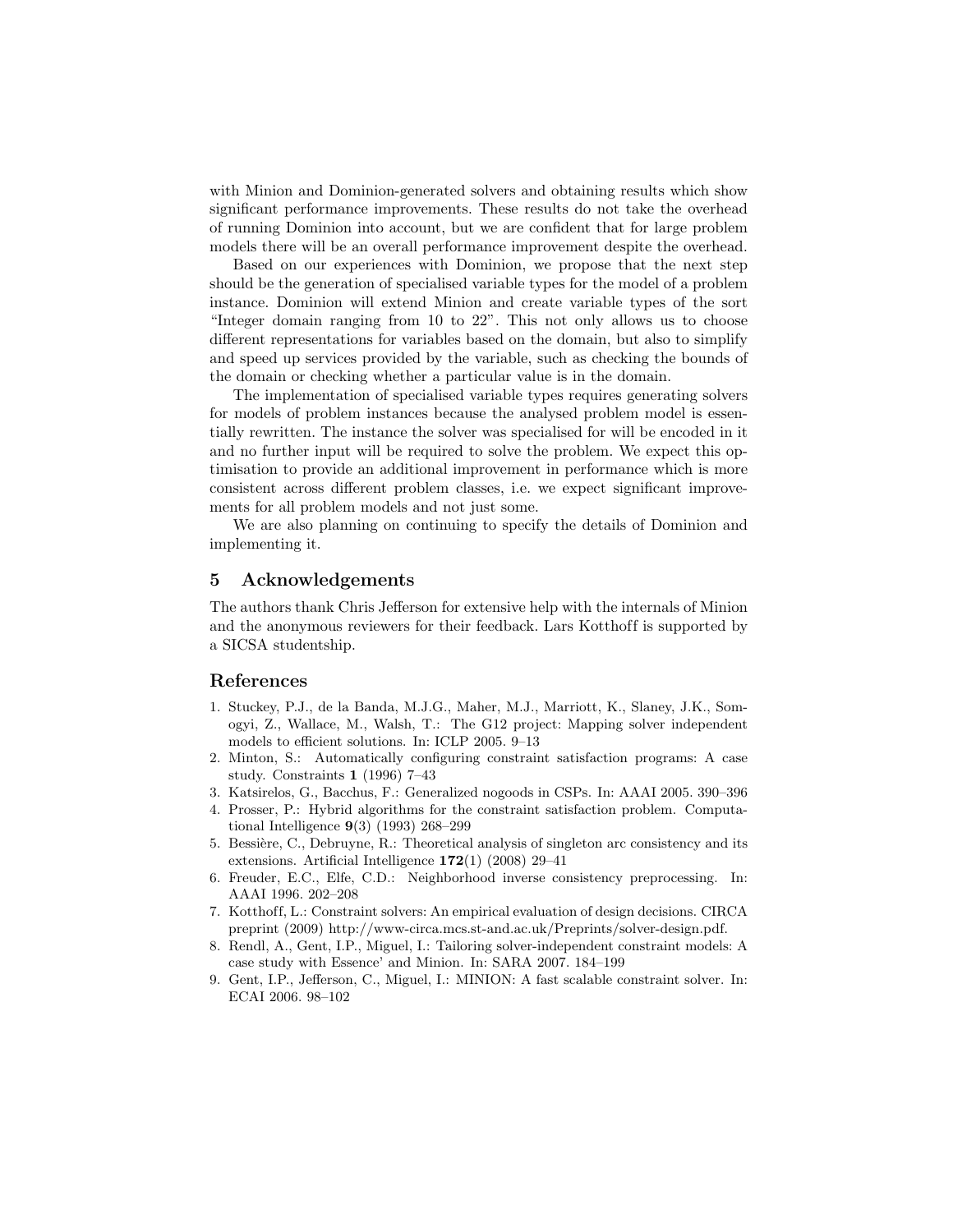with Minion and Dominion-generated solvers and obtaining results which show significant performance improvements. These results do not take the overhead of running Dominion into account, but we are confident that for large problem models there will be an overall performance improvement despite the overhead.

Based on our experiences with Dominion, we propose that the next step should be the generation of specialised variable types for the model of a problem instance. Dominion will extend Minion and create variable types of the sort "Integer domain ranging from 10 to 22". This not only allows us to choose different representations for variables based on the domain, but also to simplify and speed up services provided by the variable, such as checking the bounds of the domain or checking whether a particular value is in the domain.

The implementation of specialised variable types requires generating solvers for models of problem instances because the analysed problem model is essentially rewritten. The instance the solver was specialised for will be encoded in it and no further input will be required to solve the problem. We expect this optimisation to provide an additional improvement in performance which is more consistent across different problem classes, i.e. we expect significant improvements for all problem models and not just some.

We are also planning on continuing to specify the details of Dominion and implementing it.

## 5 Acknowledgements

The authors thank Chris Jefferson for extensive help with the internals of Minion and the anonymous reviewers for their feedback. Lars Kotthoff is supported by a SICSA studentship.

## References

1. Stuckey, P.J., de la Banda, M.J.G., Maher, M.J., Marriott, K., Slaney, J.K., Somogyi, Z., Wallace, M., Walsh, T.: The G12 project: Mapping solver independent models to efficient solutions. In: ICLP 2005. 9–13
2. Minton, S.: Automatically configuring constraint satisfaction programs: A case study. Constraints **1** (1996) 7–43
3. Katsirelos, G., Bacchus, F.: Generalized nogoods in CSPs. In: AAAI 2005. 390–396
4. Prosser, P.: Hybrid algorithms for the constraint satisfaction problem. Computational Intelligence **9**(3) (1993) 268–299
5. Bessière, C., Debruyne, R.: Theoretical analysis of singleton arc consistency and its extensions. Artificial Intelligence **172**(1) (2008) 29–41
6. Freuder, E.C., Elfe, C.D.: Neighborhood inverse consistency preprocessing. In: AAAI 1996. 202–208
7. Kotthoff, L.: Constraint solvers: An empirical evaluation of design decisions. CIRCA preprint (2009) http://www-circa.mcs.st-and.ac.uk/Preprints/solver-design.pdf.
8. Rendl, A., Gent, I.P., Miguel, I.: Tailoring solver-independent constraint models: A case study with Essence' and Minion. In: SARA 2007. 184–199
9. Gent, I.P., Jefferson, C., Miguel, I.: MINION: A fast scalable constraint solver. In: ECAI 2006. 98–102